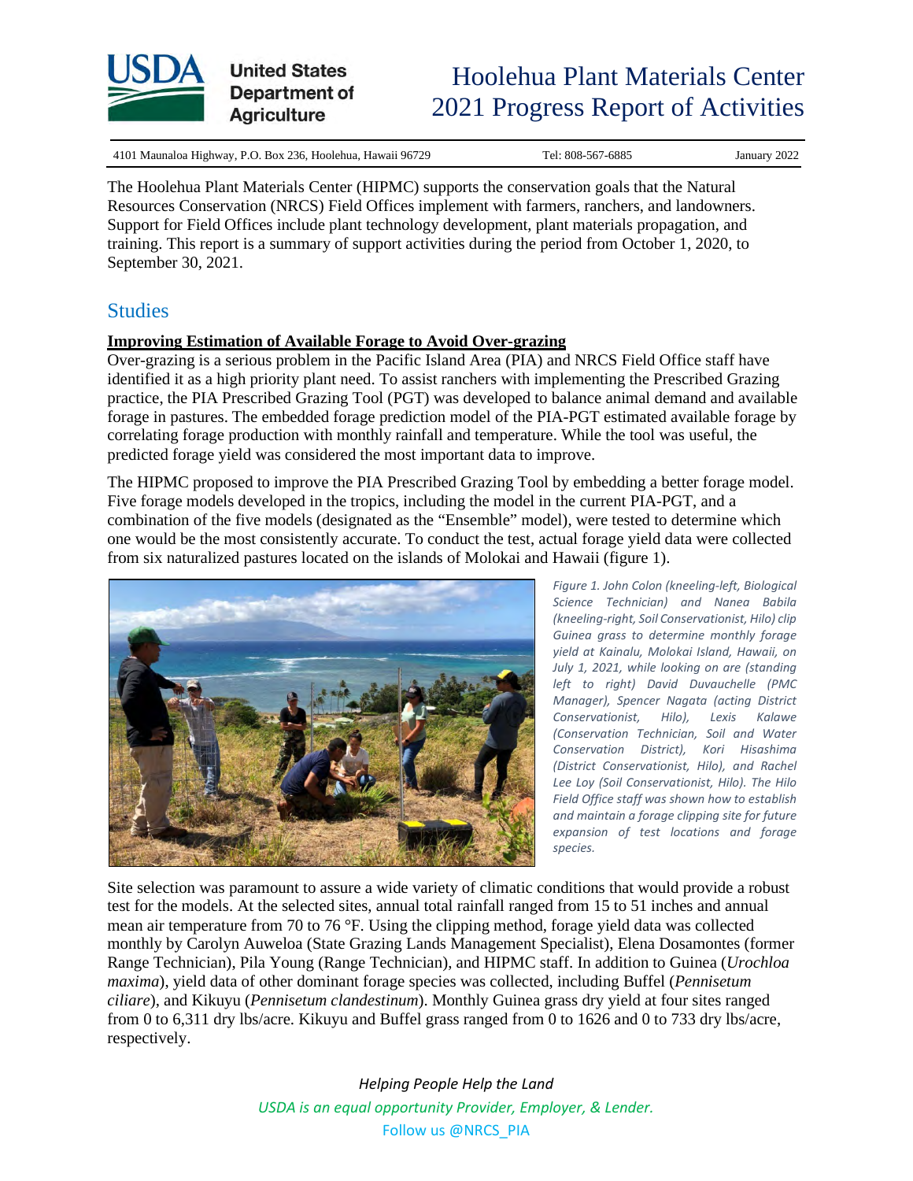# Hoolehua Plant Materials Center 2021 Progress Report of Activities

United States Department of Agriculture

4101 Maunaloa Highway, P.O. Box 236, Hoolehua, Hawaii 96729 | Tel: 808-567-6885 | January 2022

The Hoolehua Plant Materials Center (HIPMC) supports the conservation goals that the Natural Resources Conservation (NRCS) Field Offices implement with farmers, ranchers, and landowners. Support for Field Offices include plant technology development, plant materials propagation, and training. This report is a summary of support activities during the period from October 1, 2020, to September 30, 2021.

## Studies

### Improving Estimation of Available Forage to Avoid Over-grazing

Over-grazing is a serious problem in the Pacific Island Area (PIA) and NRCS Field Office staff have identified it as a high priority plant need. To assist ranchers with implementing the Prescribed Grazing practice, the PIA Prescribed Grazing Tool (PGT) was developed to balance animal demand and available forage in pastures. The embedded forage prediction model of the PIA-PGT estimated available forage by correlating forage production with monthly rainfall and temperature. While the tool was useful, the predicted forage yield was considered the most important data to improve.

The HIPMC proposed to improve the PIA Prescribed Grazing Tool by embedding a better forage model. Five forage models developed in the tropics, including the model in the current PIA-PGT, and a combination of the five models (designated as the "Ensemble" model), were tested to determine which one would be the most consistently accurate. To conduct the test, actual forage yield data were collected from six naturalized pastures located on the islands of Molokai and Hawaii (figure 1).

*Figure 1. John Colon (kneeling-left, Biological Science Technician) and Nanea Babila (kneeling-right, Soil Conservationist, Hilo) clip Guinea grass to determine monthly forage yield at Kainalu, Molokai Island, Hawaii, on July 1, 2021, while looking on are (standing left to right) David Duvauchelle (PMC Manager), Spencer Nagata (acting District Conservationist, Hilo), Lexis Kalawe (Conservation Technician, Soil and Water Conservation District), Kori Hisashima (District Conservationist, Hilo), and Rachel Lee Loy (Soil Conservationist, Hilo). The Hilo Field Office staff was shown how to establish and maintain a forage clipping site for future expansion of test locations and forage species.*

Site selection was paramount to assure a wide variety of climatic conditions that would provide a robust test for the models. At the selected sites, annual total rainfall ranged from 15 to 51 inches and annual mean air temperature from 70 to 76 °F. Using the clipping method, forage yield data was collected monthly by Carolyn Auweloa (State Grazing Lands Management Specialist), Elena Dosamontes (former Range Technician), Pila Young (Range Technician), and HIPMC staff. In addition to Guinea (*Urochloa maxima*), yield data of other dominant forage species was collected, including Buffel (*Pennisetum ciliare*), and Kikuyu (*Pennisetum clandestinum*). Monthly Guinea grass dry yield at four sites ranged from 0 to 6,311 dry lbs/acre. Kikuyu and Buffel grass ranged from 0 to 1626 and 0 to 733 dry lbs/acre, respectively.

*Helping People Help the Land*

*USDA is an equal opportunity Provider, Employer, & Lender.*

Follow us @NRCS_PIA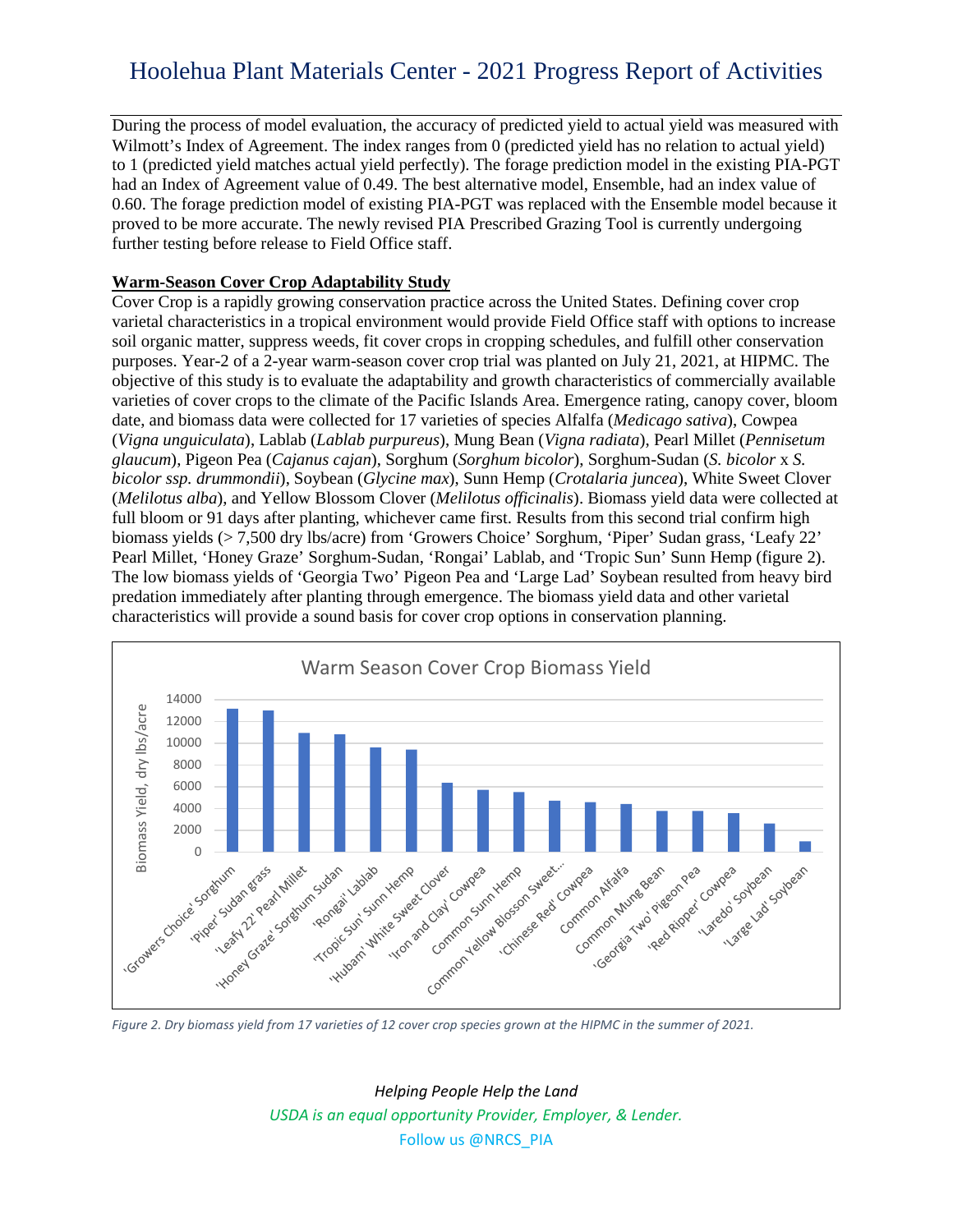During the process of model evaluation, the accuracy of predicted yield to actual yield was measured with Wilmott's Index of Agreement. The index ranges from 0 (predicted yield has no relation to actual yield) to 1 (predicted yield matches actual yield perfectly). The forage prediction model in the existing PIA-PGT had an Index of Agreement value of 0.49. The best alternative model, Ensemble, had an index value of 0.60. The forage prediction model of existing PIA-PGT was replaced with the Ensemble model because it proved to be more accurate. The newly revised PIA Prescribed Grazing Tool is currently undergoing further testing before release to Field Office staff.

**Warm-Season Cover Crop Adaptability Study**

Cover Crop is a rapidly growing conservation practice across the United States. Defining cover crop varietal characteristics in a tropical environment would provide Field Office staff with options to increase soil organic matter, suppress weeds, fit cover crops in cropping schedules, and fulfill other conservation purposes. Year-2 of a 2-year warm-season cover crop trial was planted on July 21, 2021, at HIPMC. The objective of this study is to evaluate the adaptability and growth characteristics of commercially available varieties of cover crops to the climate of the Pacific Islands Area. Emergence rating, canopy cover, bloom date, and biomass data were collected for 17 varieties of species Alfalfa (*Medicago sativa*), Cowpea (*Vigna unguiculata*), Lablab (*Lablab purpureus*), Mung Bean (*Vigna radiata*), Pearl Millet (*Pennisetum glaucum*), Pigeon Pea (*Cajanus cajan*), Sorghum (*Sorghum bicolor*), Sorghum-Sudan (*S. bicolor* x *S. bicolor ssp. drummondii*), Soybean (*Glycine max*), Sunn Hemp (*Crotalaria juncea*), White Sweet Clover (*Melilotus alba*), and Yellow Blossom Clover (*Melilotus officinalis*). Biomass yield data were collected at full bloom or 91 days after planting, whichever came first. Results from this second trial confirm high biomass yields (> 7,500 dry lbs/acre) from 'Growers Choice' Sorghum, 'Piper' Sudan grass, 'Leafy 22' Pearl Millet, 'Honey Graze' Sorghum-Sudan, 'Rongai' Lablab, and 'Tropic Sun' Sunn Hemp (figure 2). The low biomass yields of 'Georgia Two' Pigeon Pea and 'Large Lad' Soybean resulted from heavy bird predation immediately after planting through emergence. The biomass yield data and other varietal characteristics will provide a sound basis for cover crop options in conservation planning.

*Figure 2. Dry biomass yield from 17 varieties of 12 cover crop species grown at the HIPMC in the summer of 2021.*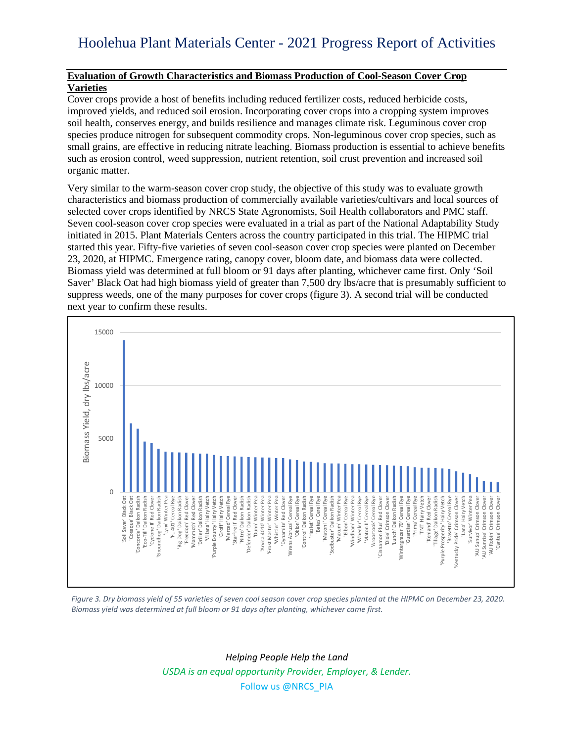## Evaluation of Growth Characteristics and Biomass Production of Cool-Season Cover Crop Varieties

Cover crops provide a host of benefits including reduced fertilizer costs, reduced herbicide costs, improved yields, and reduced soil erosion. Incorporating cover crops into a cropping system improves soil health, conserves energy, and builds resilience and manages climate risk. Leguminous cover crop species produce nitrogen for subsequent commodity crops. Non-leguminous cover crop species, such as small grains, are effective in reducing nitrate leaching. Biomass production is essential to achieve benefits such as erosion control, weed suppression, nutrient retention, soil crust prevention and increased soil organic matter.

Very similar to the warm-season cover crop study, the objective of this study was to evaluate growth characteristics and biomass production of commercially available varieties/cultivars and local sources of selected cover crops identified by NRCS State Agronomists, Soil Health collaborators and PMC staff. Seven cool-season cover crop species were evaluated in a trial as part of the National Adaptability Study initiated in 2015. Plant Materials Centers across the country participated in this trial. The HIPMC trial started this year. Fifty-five varieties of seven cool-season cover crop species were planted on December 23, 2020, at HIPMC. Emergence rating, canopy cover, bloom date, and biomass data were collected. Biomass yield was determined at full bloom or 91 days after planting, whichever came first. Only 'Soil Saver' Black Oat had high biomass yield of greater than 7,500 dry lbs/acre that is presumably sufficient to suppress weeds, one of the many purposes for cover crops (figure 3). A second trial will be conducted next year to confirm these results.

*Figure 3. Dry biomass yield of 55 varieties of seven cool season cover crop species planted at the HIPMC on December 23, 2020. Biomass yield was determined at full bloom or 91 days after planting, whichever came first.*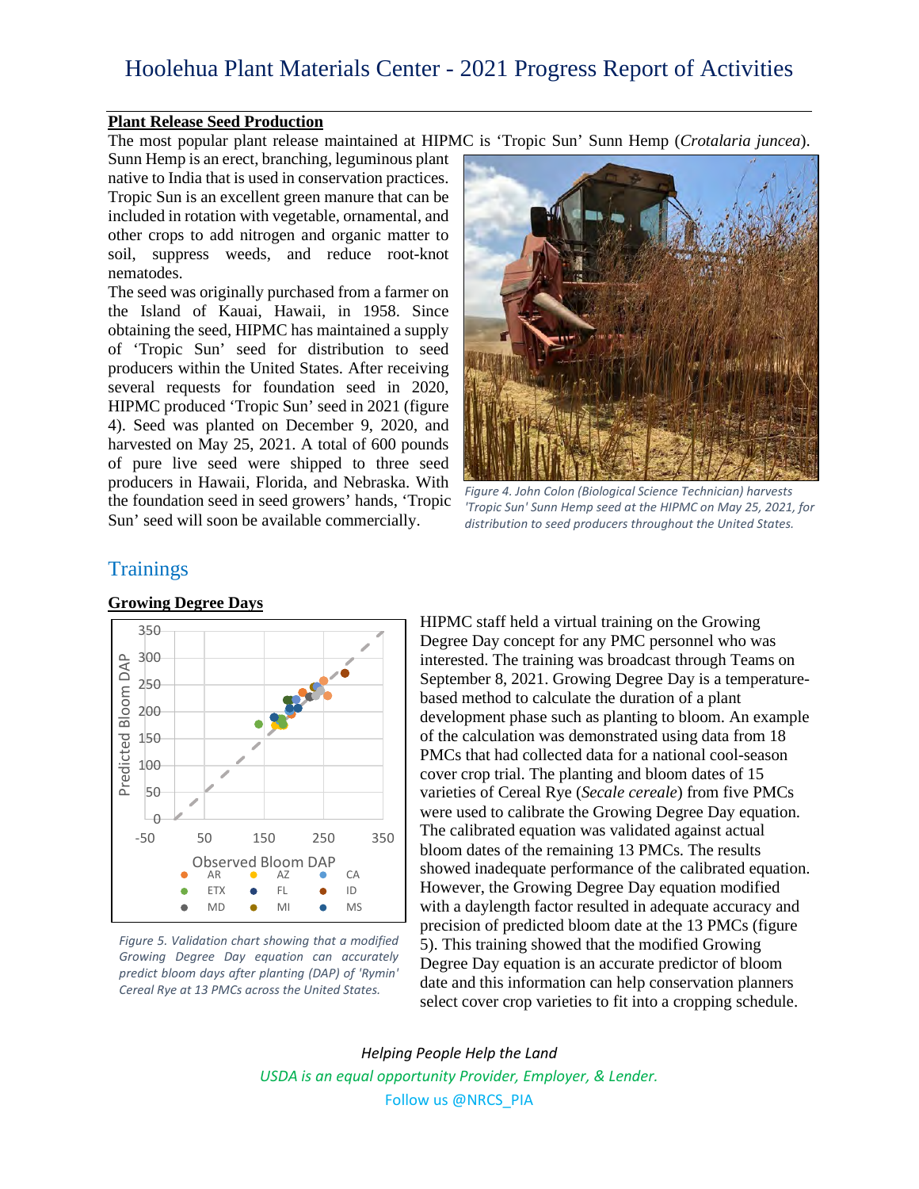### Plant Release Seed Production

The most popular plant release maintained at HIPMC is 'Tropic Sun' Sunn Hemp (*Crotalaria juncea*). Sunn Hemp is an erect, branching, leguminous plant native to India that is used in conservation practices. Tropic Sun is an excellent green manure that can be included in rotation with vegetable, ornamental, and other crops to add nitrogen and organic matter to soil, suppress weeds, and reduce root-knot nematodes.

The seed was originally purchased from a farmer on the Island of Kauai, Hawaii, in 1958. Since obtaining the seed, HIPMC has maintained a supply of 'Tropic Sun' seed for distribution to seed producers within the United States. After receiving several requests for foundation seed in 2020, HIPMC produced 'Tropic Sun' seed in 2021 (figure 4). Seed was planted on December 9, 2020, and harvested on May 25, 2021. A total of 600 pounds of pure live seed were shipped to three seed producers in Hawaii, Florida, and Nebraska. With the foundation seed in seed growers' hands, 'Tropic Sun' seed will soon be available commercially.

*Figure 4. John Colon (Biological Science Technician) harvests 'Tropic Sun' Sunn Hemp seed at the HIPMC on May 25, 2021, for distribution to seed producers throughout the United States.*

## Trainings

### Growing Degree Days

HIPMC staff held a virtual training on the Growing Degree Day concept for any PMC personnel who was interested. The training was broadcast through Teams on September 8, 2021. Growing Degree Day is a temperature-based method to calculate the duration of a plant development phase such as planting to bloom. An example of the calculation was demonstrated using data from 18 PMCs that had collected data for a national cool-season cover crop trial. The planting and bloom dates of 15 varieties of Cereal Rye (*Secale cereale*) from five PMCs were used to calibrate the Growing Degree Day equation. The calibrated equation was validated against actual bloom dates of the remaining 13 PMCs. The results showed inadequate performance of the calibrated equation. However, the Growing Degree Day equation modified with a daylength factor resulted in adequate accuracy and precision of predicted bloom date at the 13 PMCs (figure 5). This training showed that the modified Growing Degree Day equation is an accurate predictor of bloom date and this information can help conservation planners select cover crop varieties to fit into a cropping schedule.

*Figure 5. Validation chart showing that a modified Growing Degree Day equation can accurately predict bloom days after planting (DAP) of 'Rymin' Cereal Rye at 13 PMCs across the United States.*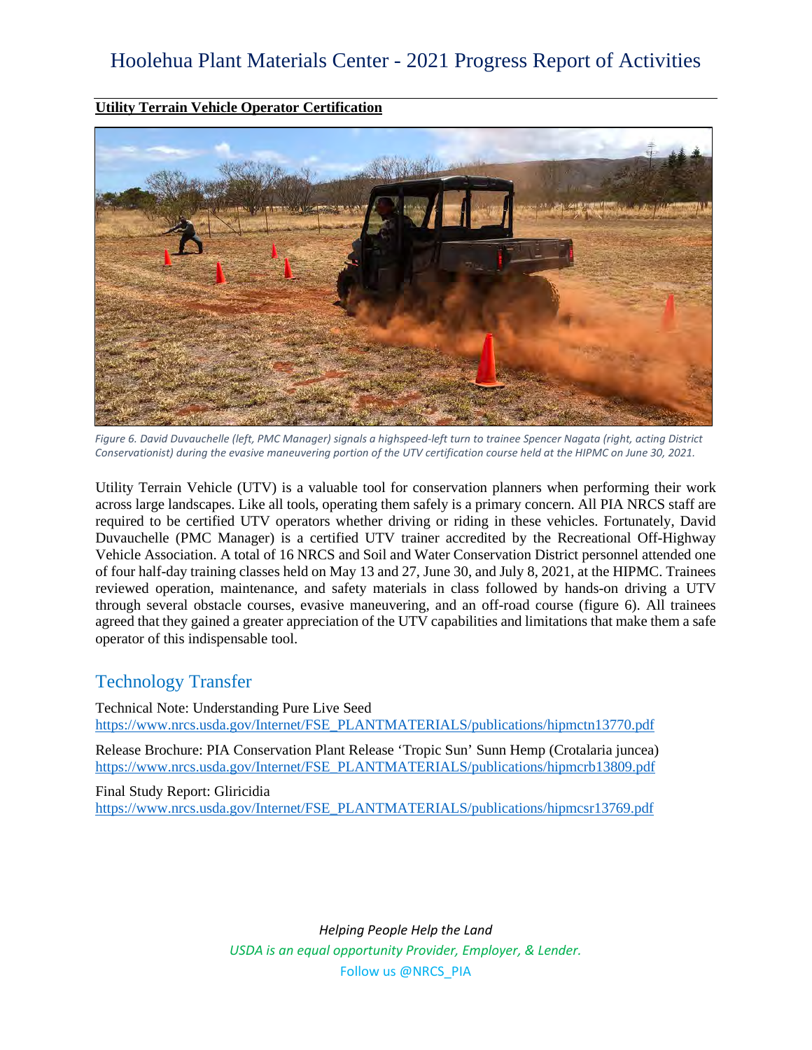**Utility Terrain Vehicle Operator Certification**

*Figure 6. David Duvauchelle (left, PMC Manager) signals a highspeed-left turn to trainee Spencer Nagata (right, acting District Conservationist) during the evasive maneuvering portion of the UTV certification course held at the HIPMC on June 30, 2021.*

Utility Terrain Vehicle (UTV) is a valuable tool for conservation planners when performing their work across large landscapes. Like all tools, operating them safely is a primary concern. All PIA NRCS staff are required to be certified UTV operators whether driving or riding in these vehicles. Fortunately, David Duvauchelle (PMC Manager) is a certified UTV trainer accredited by the Recreational Off-Highway Vehicle Association. A total of 16 NRCS and Soil and Water Conservation District personnel attended one of four half-day training classes held on May 13 and 27, June 30, and July 8, 2021, at the HIPMC. Trainees reviewed operation, maintenance, and safety materials in class followed by hands-on driving a UTV through several obstacle courses, evasive maneuvering, and an off-road course (figure 6). All trainees agreed that they gained a greater appreciation of the UTV capabilities and limitations that make them a safe operator of this indispensable tool.

## Technology Transfer

Technical Note: Understanding Pure Live Seed
https://www.nrcs.usda.gov/Internet/FSE_PLANTMATERIALS/publications/hipmctn13770.pdf

Release Brochure: PIA Conservation Plant Release 'Tropic Sun' Sunn Hemp (Crotalaria juncea)
https://www.nrcs.usda.gov/Internet/FSE_PLANTMATERIALS/publications/hipmcrb13809.pdf

Final Study Report: Gliricidia
https://www.nrcs.usda.gov/Internet/FSE_PLANTMATERIALS/publications/hipmcsr13769.pdf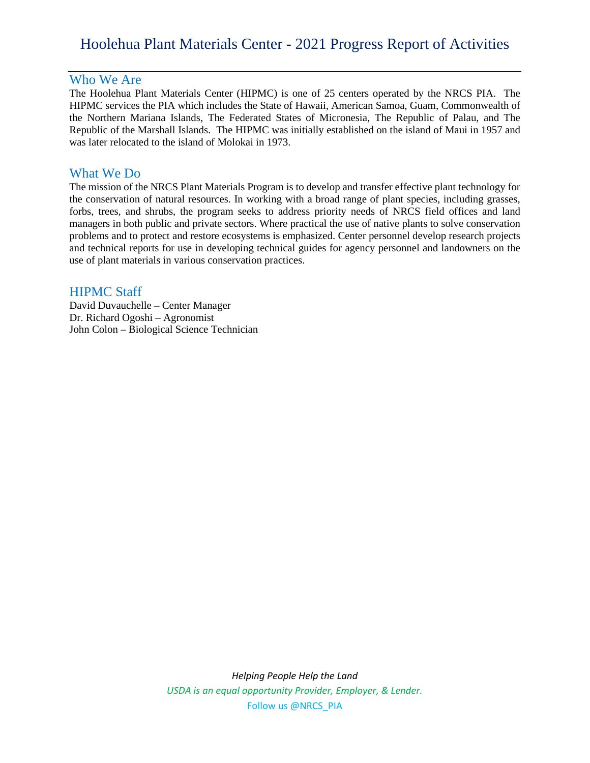# Hoolehua Plant Materials Center - 2021 Progress Report of Activities

## Who We Are

The Hoolehua Plant Materials Center (HIPMC) is one of 25 centers operated by the NRCS PIA. The HIPMC services the PIA which includes the State of Hawaii, American Samoa, Guam, Commonwealth of the Northern Mariana Islands, The Federated States of Micronesia, The Republic of Palau, and The Republic of the Marshall Islands. The HIPMC was initially established on the island of Maui in 1957 and was later relocated to the island of Molokai in 1973.

## What We Do

The mission of the NRCS Plant Materials Program is to develop and transfer effective plant technology for the conservation of natural resources. In working with a broad range of plant species, including grasses, forbs, trees, and shrubs, the program seeks to address priority needs of NRCS field offices and land managers in both public and private sectors. Where practical the use of native plants to solve conservation problems and to protect and restore ecosystems is emphasized. Center personnel develop research projects and technical reports for use in developing technical guides for agency personnel and landowners on the use of plant materials in various conservation practices.

## HIPMC Staff

David Duvauchelle – Center Manager
Dr. Richard Ogoshi – Agronomist
John Colon – Biological Science Technician

*Helping People Help the Land*
*USDA is an equal opportunity Provider, Employer, & Lender.*
Follow us @NRCS_PIA